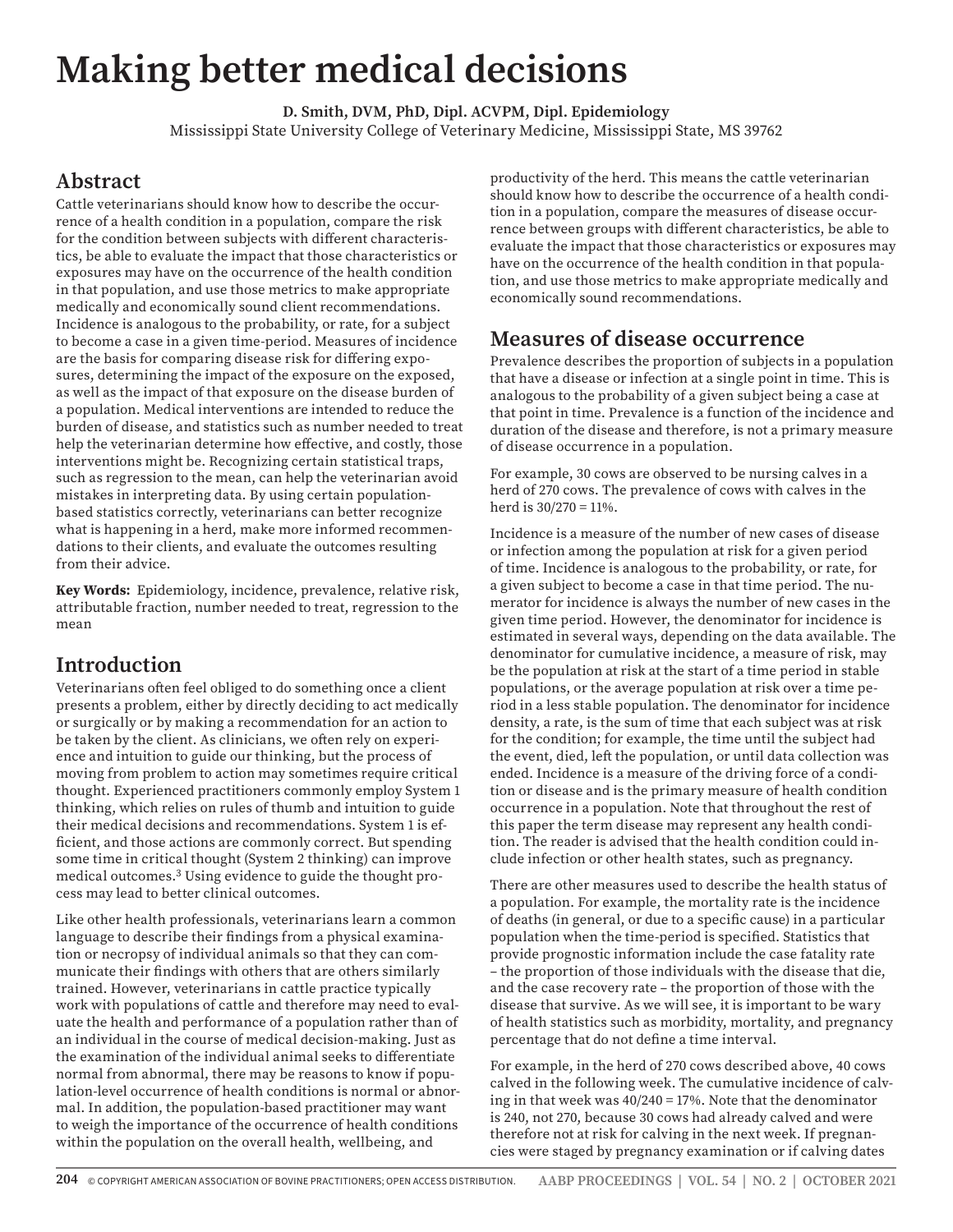# Making better medical decisions

**D. Smith, DVM, PhD, Dipl. ACVPM, Dipl. Epidemiology**

Mississippi State University College of Veterinary Medicine, Mississippi State, MS 39762

## Abstract

Cattle veterinarians should know how to describe the occurrence of a health condition in a population, compare the risk for the condition between subjects with different characteristics, be able to evaluate the impact that those characteristics or exposures may have on the occurrence of the health condition in that population, and use those metrics to make appropriate medically and economically sound client recommendations. Incidence is analogous to the probability, or rate, for a subject to become a case in a given time-period. Measures of incidence are the basis for comparing disease risk for differing exposures, determining the impact of the exposure on the exposed, as well as the impact of that exposure on the disease burden of a population. Medical interventions are intended to reduce the burden of disease, and statistics such as number needed to treat help the veterinarian determine how effective, and costly, those interventions might be. Recognizing certain statistical traps, such as regression to the mean, can help the veterinarian avoid mistakes in interpreting data. By using certain population-based statistics correctly, veterinarians can better recognize what is happening in a herd, make more informed recommendations to their clients, and evaluate the outcomes resulting from their advice.

**Key Words:** Epidemiology, incidence, prevalence, relative risk, attributable fraction, number needed to treat, regression to the mean

## Introduction

Veterinarians often feel obliged to do something once a client presents a problem, either by directly deciding to act medically or surgically or by making a recommendation for an action to be taken by the client. As clinicians, we often rely on experience and intuition to guide our thinking, but the process of moving from problem to action may sometimes require critical thought. Experienced practitioners commonly employ System 1 thinking, which relies on rules of thumb and intuition to guide their medical decisions and recommendations. System 1 is efficient, and those actions are commonly correct. But spending some time in critical thought (System 2 thinking) can improve medical outcomes.[3] Using evidence to guide the thought process may lead to better clinical outcomes.

Like other health professionals, veterinarians learn a common language to describe their findings from a physical examination or necropsy of individual animals so that they can communicate their findings with others that are others similarly trained. However, veterinarians in cattle practice typically work with populations of cattle and therefore may need to evaluate the health and performance of a population rather than of an individual in the course of medical decision-making. Just as the examination of the individual animal seeks to differentiate normal from abnormal, there may be reasons to know if population-level occurrence of health conditions is normal or abnormal. In addition, the population-based practitioner may want to weigh the importance of the occurrence of health conditions within the population on the overall health, wellbeing, and productivity of the herd. This means the cattle veterinarian should know how to describe the occurrence of a health condition in a population, compare the measures of disease occurrence between groups with different characteristics, be able to evaluate the impact that those characteristics or exposures may have on the occurrence of the health condition in that population, and use those metrics to make appropriate medically and economically sound recommendations.

## Measures of disease occurrence

Prevalence describes the proportion of subjects in a population that have a disease or infection at a single point in time. This is analogous to the probability of a given subject being a case at that point in time. Prevalence is a function of the incidence and duration of the disease and therefore, is not a primary measure of disease occurrence in a population.

For example, 30 cows are observed to be nursing calves in a herd of 270 cows. The prevalence of cows with calves in the herd is 30/270 = 11%.

Incidence is a measure of the number of new cases of disease or infection among the population at risk for a given period of time. Incidence is analogous to the probability, or rate, for a given subject to become a case in that time period. The numerator for incidence is always the number of new cases in the given time period. However, the denominator for incidence is estimated in several ways, depending on the data available. The denominator for cumulative incidence, a measure of risk, may be the population at risk at the start of a time period in stable populations, or the average population at risk over a time period in a less stable population. The denominator for incidence density, a rate, is the sum of time that each subject was at risk for the condition; for example, the time until the subject had the event, died, left the population, or until data collection was ended. Incidence is a measure of the driving force of a condition or disease and is the primary measure of health condition occurrence in a population. Note that throughout the rest of this paper the term disease may represent any health condition. The reader is advised that the health condition could include infection or other health states, such as pregnancy.

There are other measures used to describe the health status of a population. For example, the mortality rate is the incidence of deaths (in general, or due to a specific cause) in a particular population when the time-period is specified. Statistics that provide prognostic information include the case fatality rate – the proportion of those individuals with the disease that die, and the case recovery rate – the proportion of those with the disease that survive. As we will see, it is important to be wary of health statistics such as morbidity, mortality, and pregnancy percentage that do not define a time interval.

For example, in the herd of 270 cows described above, 40 cows calved in the following week. The cumulative incidence of calving in that week was 40/240 = 17%. Note that the denominator is 240, not 270, because 30 cows had already calved and were therefore not at risk for calving in the next week. If pregnancies were staged by pregnancy examination or if calving dates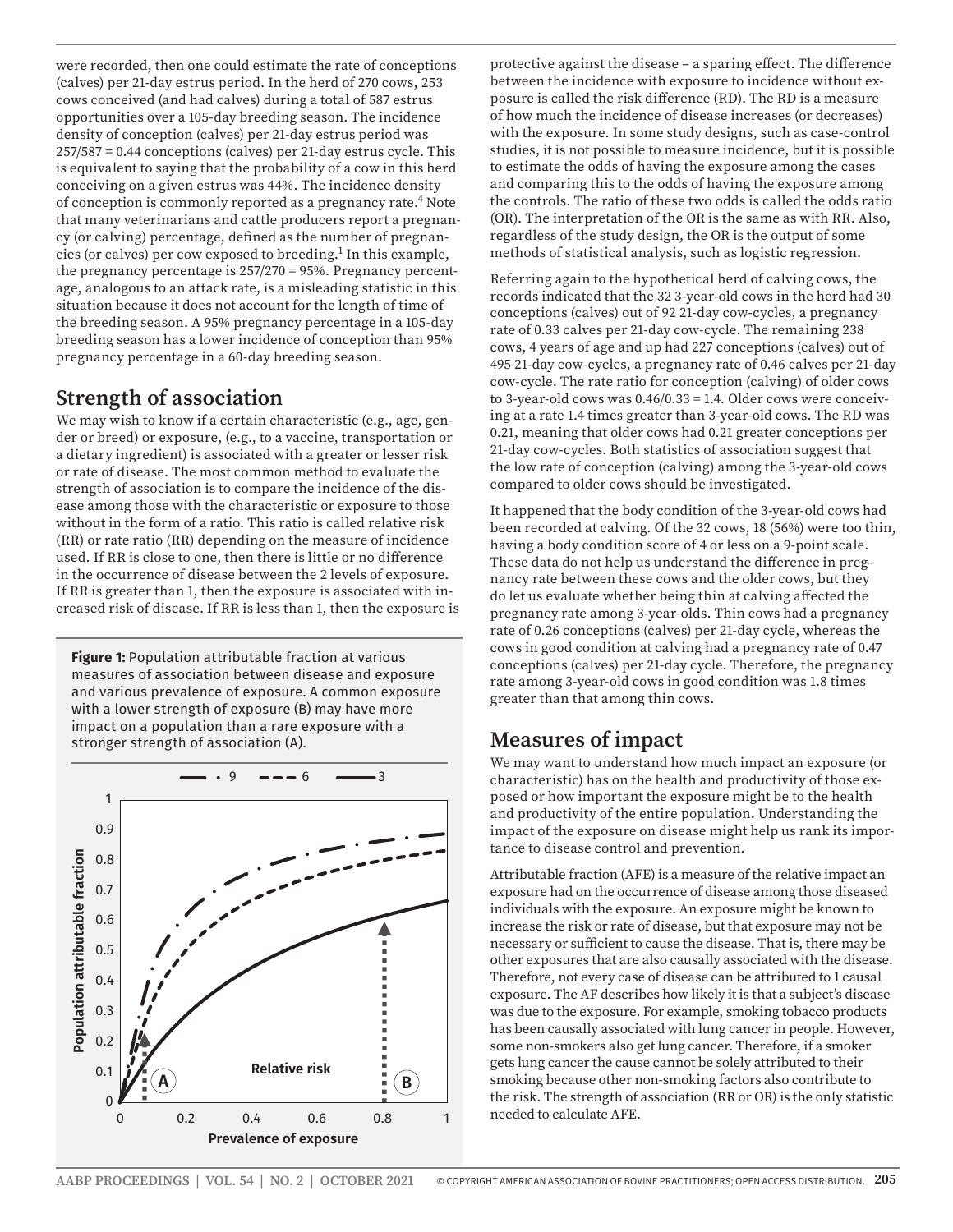were recorded, then one could estimate the rate of conceptions (calves) per 21-day estrus period. In the herd of 270 cows, 253 cows conceived (and had calves) during a total of 587 estrus opportunities over a 105-day breeding season. The incidence density of conception (calves) per 21-day estrus period was 257/587 = 0.44 conceptions (calves) per 21-day estrus cycle. This is equivalent to saying that the probability of a cow in this herd conceiving on a given estrus was 44%. The incidence density of conception is commonly reported as a pregnancy rate.[4] Note that many veterinarians and cattle producers report a pregnancy (or calving) percentage, defined as the number of pregnancies (or calves) per cow exposed to breeding.[1] In this example, the pregnancy percentage is 257/270 = 95%. Pregnancy percentage, analogous to an attack rate, is a misleading statistic in this situation because it does not account for the length of time of the breeding season. A 95% pregnancy percentage in a 105-day breeding season has a lower incidence of conception than 95% pregnancy percentage in a 60-day breeding season.

## Strength of association

We may wish to know if a certain characteristic (e.g., age, gender or breed) or exposure, (e.g., to a vaccine, transportation or a dietary ingredient) is associated with a greater or lesser risk or rate of disease. The most common method to evaluate the strength of association is to compare the incidence of the disease among those with the characteristic or exposure to those without in the form of a ratio. This ratio is called relative risk (RR) or rate ratio (RR) depending on the measure of incidence used. If RR is close to one, then there is little or no difference in the occurrence of disease between the 2 levels of exposure. If RR is greater than 1, then the exposure is associated with increased risk of disease. If RR is less than 1, then the exposure is protective against the disease – a sparing effect. The difference between the incidence with exposure to incidence without exposure is called the risk difference (RD). The RD is a measure of how much the incidence of disease increases (or decreases) with the exposure. In some study designs, such as case-control studies, it is not possible to measure incidence, but it is possible to estimate the odds of having the exposure among the cases and comparing this to the odds of having the exposure among the controls. The ratio of these two odds is called the odds ratio (OR). The interpretation of the OR is the same as with RR. Also, regardless of the study design, the OR is the output of some methods of statistical analysis, such as logistic regression.

**Figure 1:** Population attributable fraction at various measures of association between disease and exposure and various prevalence of exposure. A common exposure with a lower strength of exposure (B) may have more impact on a population than a rare exposure with a stronger strength of association (A).

Referring again to the hypothetical herd of calving cows, the records indicated that the 32 3-year-old cows in the herd had 30 conceptions (calves) out of 92 21-day cow-cycles, a pregnancy rate of 0.33 calves per 21-day cow-cycle. The remaining 238 cows, 4 years of age and up had 227 conceptions (calves) out of 495 21-day cow-cycles, a pregnancy rate of 0.46 calves per 21-day cow-cycle. The rate ratio for conception (calving) of older cows to 3-year-old cows was 0.46/0.33 = 1.4. Older cows were conceiving at a rate 1.4 times greater than 3-year-old cows. The RD was 0.21, meaning that older cows had 0.21 greater conceptions per 21-day cow-cycles. Both statistics of association suggest that the low rate of conception (calving) among the 3-year-old cows compared to older cows should be investigated.

It happened that the body condition of the 3-year-old cows had been recorded at calving. Of the 32 cows, 18 (56%) were too thin, having a body condition score of 4 or less on a 9-point scale. These data do not help us understand the difference in pregnancy rate between these cows and the older cows, but they do let us evaluate whether being thin at calving affected the pregnancy rate among 3-year-olds. Thin cows had a pregnancy rate of 0.26 conceptions (calves) per 21-day cycle, whereas the cows in good condition at calving had a pregnancy rate of 0.47 conceptions (calves) per 21-day cycle. Therefore, the pregnancy rate among 3-year-old cows in good condition was 1.8 times greater than that among thin cows.

## Measures of impact

We may want to understand how much impact an exposure (or characteristic) has on the health and productivity of those exposed or how important the exposure might be to the health and productivity of the entire population. Understanding the impact of the exposure on disease might help us rank its importance to disease control and prevention.

Attributable fraction (AFE) is a measure of the relative impact an exposure had on the occurrence of disease among those diseased individuals with the exposure. An exposure might be known to increase the risk or rate of disease, but that exposure may not be necessary or sufficient to cause the disease. That is, there may be other exposures that are also causally associated with the disease. Therefore, not every case of disease can be attributed to 1 causal exposure. The AF describes how likely it is that a subject's disease was due to the exposure. For example, smoking tobacco products has been causally associated with lung cancer in people. However, some non-smokers also get lung cancer. Therefore, if a smoker gets lung cancer the cause cannot be solely attributed to their smoking because other non-smoking factors also contribute to the risk. The strength of association (RR or OR) is the only statistic needed to calculate AFE.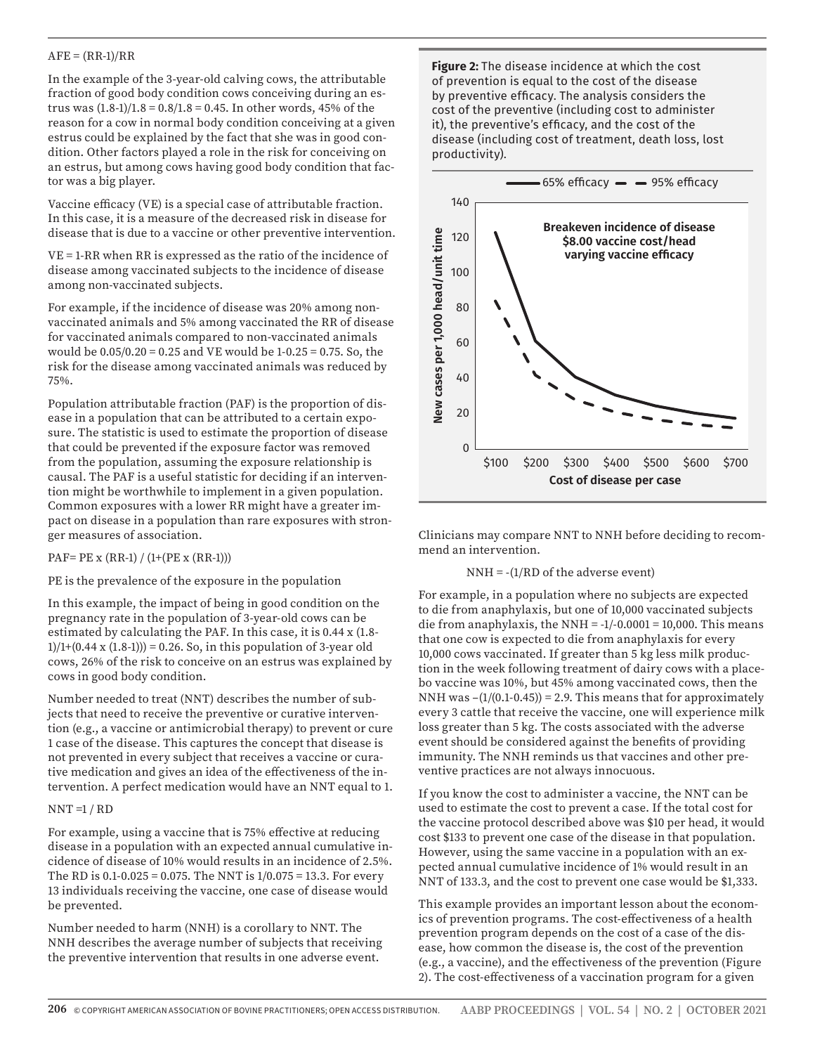$AFE = (RR-1)/RR$

In the example of the 3-year-old calving cows, the attributable fraction of good body condition cows conceiving during an estrus was $(1.8-1)/1.8 = 0.8/1.8 = 0.45$. In other words, 45% of the reason for a cow in normal body condition conceiving at a given estrus could be explained by the fact that she was in good condition. Other factors played a role in the risk for conceiving on an estrus, but among cows having good body condition that factor was a big player.

Vaccine efficacy (VE) is a special case of attributable fraction. In this case, it is a measure of the decreased risk in disease for disease that is due to a vaccine or other preventive intervention.

$VE = 1-RR$ when RR is expressed as the ratio of the incidence of disease among vaccinated subjects to the incidence of disease among non-vaccinated subjects.

For example, if the incidence of disease was 20% among non-vaccinated animals and 5% among vaccinated the RR of disease for vaccinated animals compared to non-vaccinated animals would be $0.05/0.20 = 0.25$ and VE would be $1-0.25 = 0.75$. So, the risk for the disease among vaccinated animals was reduced by 75%.

Population attributable fraction (PAF) is the proportion of disease in a population that can be attributed to a certain exposure. The statistic is used to estimate the proportion of disease that could be prevented if the exposure factor was removed from the population, assuming the exposure relationship is causal. The PAF is a useful statistic for deciding if an intervention might be worthwhile to implement in a given population. Common exposures with a lower RR might have a greater impact on disease in a population than rare exposures with stronger measures of association.

$PAF= PE \times (RR-1) / (1+(PE \times (RR-1)))$

PE is the prevalence of the exposure in the population

In this example, the impact of being in good condition on the pregnancy rate in the population of 3-year-old cows can be estimated by calculating the PAF. In this case, it is $0.44 \times (1.8-1)/1+(0.44 \times (1.8-1))) = 0.26$. So, in this population of 3-year old cows, 26% of the risk to conceive on an estrus was explained by cows in good body condition.

Number needed to treat (NNT) describes the number of subjects that need to receive the preventive or curative intervention (e.g., a vaccine or antimicrobial therapy) to prevent or cure 1 case of the disease. This captures the concept that disease is not prevented in every subject that receives a vaccine or curative medication and gives an idea of the effectiveness of the intervention. A perfect medication would have an NNT equal to 1.

$NNT =1 / RD$

For example, using a vaccine that is 75% effective at reducing disease in a population with an expected annual cumulative incidence of disease of 10% would results in an incidence of 2.5%. The RD is $0.1-0.025 = 0.075$. The NNT is $1/0.075 = 13.3$. For every 13 individuals receiving the vaccine, one case of disease would be prevented.

Number needed to harm (NNH) is a corollary to NNT. The NNH describes the average number of subjects that receiving the preventive intervention that results in one adverse event.

**Figure 2:** The disease incidence at which the cost of prevention is equal to the cost of the disease by preventive efficacy. The analysis considers the cost of the preventive (including cost to administer it), the preventive's efficacy, and the cost of the disease (including cost of treatment, death loss, lost productivity).

65% efficacy
95% efficacy
Breakeven incidence of disease
$8.00 vaccine cost/head
varying vaccine efficacy
New cases per 1,000 head/unit time
0
20
40
60
80
100
120
140
$100
$200
$300
$400
$500
$600
$700
Cost of disease per case

Clinicians may compare NNT to NNH before deciding to recommend an intervention.

$NNH = -(1/RD \text{ of the adverse event})$

For example, in a population where no subjects are expected to die from anaphylaxis, but one of 10,000 vaccinated subjects die from anaphylaxis, the $NNH = -1/-0.0001 = 10{,}000$. This means that one cow is expected to die from anaphylaxis for every 10,000 cows vaccinated. If greater than 5 kg less milk production in the week following treatment of dairy cows with a placebo vaccine was 10%, but 45% among vaccinated cows, then the NNH was $-(1/(0.1-0.45)) = 2.9$. This means that for approximately every 3 cattle that receive the vaccine, one will experience milk loss greater than 5 kg. The costs associated with the adverse event should be considered against the benefits of providing immunity. The NNH reminds us that vaccines and other preventive practices are not always innocuous.

If you know the cost to administer a vaccine, the NNT can be used to estimate the cost to prevent a case. If the total cost for the vaccine protocol described above was $10 per head, it would cost $133 to prevent one case of the disease in that population. However, using the same vaccine in a population with an expected annual cumulative incidence of 1% would result in an NNT of 133.3, and the cost to prevent one case would be $1,333.

This example provides an important lesson about the economics of prevention programs. The cost-effectiveness of a health prevention program depends on the cost of a case of the disease, how common the disease is, the cost of the prevention (e.g., a vaccine), and the effectiveness of the prevention (Figure 2). The cost-effectiveness of a vaccination program for a given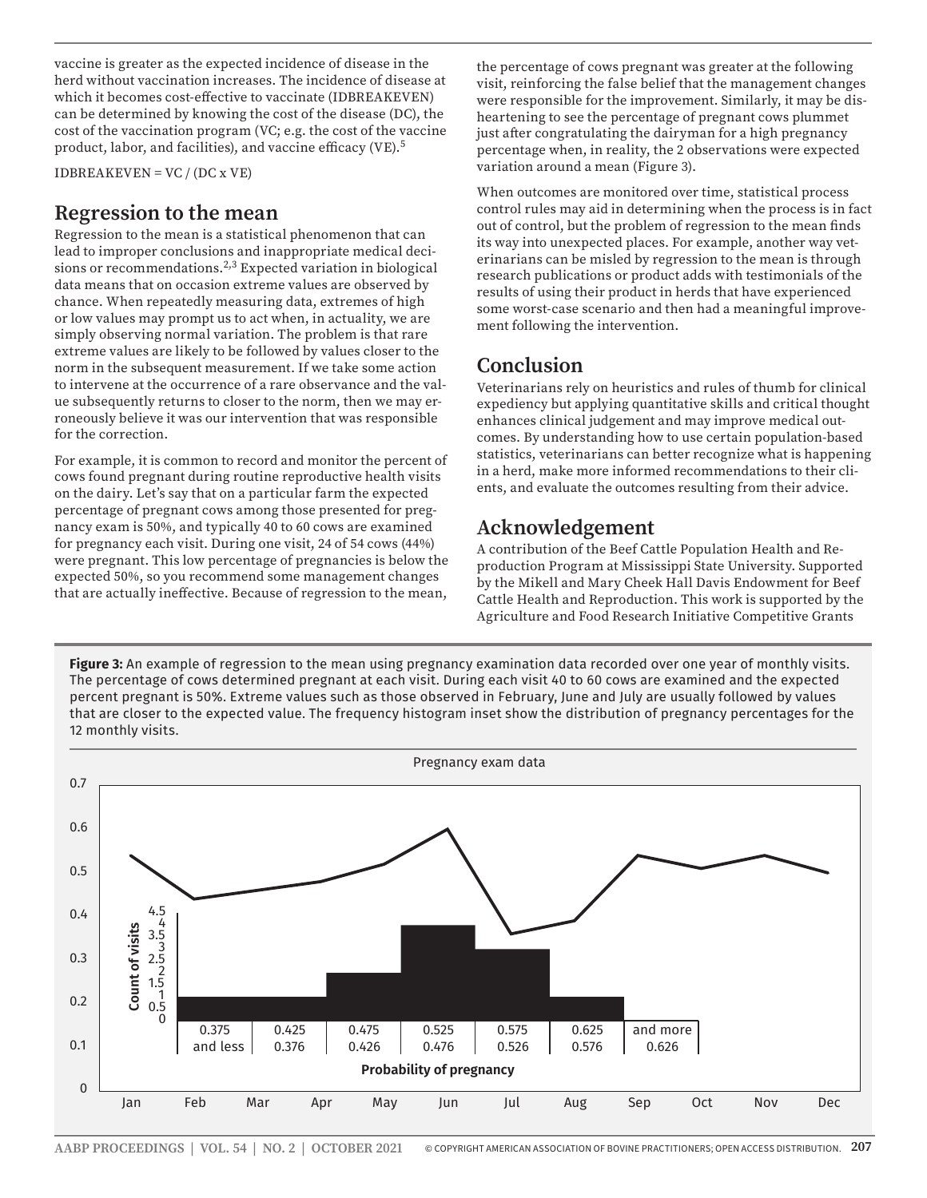vaccine is greater as the expected incidence of disease in the herd without vaccination increases. The incidence of disease at which it becomes cost-effective to vaccinate (IDBREAKEVEN) can be determined by knowing the cost of the disease (DC), the cost of the vaccination program (VC; e.g. the cost of the vaccine product, labor, and facilities), and vaccine efficacy (VE).[5]

IDBREAKEVEN = VC / (DC x VE)

## Regression to the mean

Regression to the mean is a statistical phenomenon that can lead to improper conclusions and inappropriate medical decisions or recommendations.[2,3] Expected variation in biological data means that on occasion extreme values are observed by chance. When repeatedly measuring data, extremes of high or low values may prompt us to act when, in actuality, we are simply observing normal variation. The problem is that rare extreme values are likely to be followed by values closer to the norm in the subsequent measurement. If we take some action to intervene at the occurrence of a rare observance and the value subsequently returns to closer to the norm, then we may erroneously believe it was our intervention that was responsible for the correction.

For example, it is common to record and monitor the percent of cows found pregnant during routine reproductive health visits on the dairy. Let's say that on a particular farm the expected percentage of pregnant cows among those presented for pregnancy exam is 50%, and typically 40 to 60 cows are examined for pregnancy each visit. During one visit, 24 of 54 cows (44%) were pregnant. This low percentage of pregnancies is below the expected 50%, so you recommend some management changes that are actually ineffective. Because of regression to the mean, the percentage of cows pregnant was greater at the following visit, reinforcing the false belief that the management changes were responsible for the improvement. Similarly, it may be disheartening to see the percentage of pregnant cows plummet just after congratulating the dairyman for a high pregnancy percentage when, in reality, the 2 observations were expected variation around a mean (Figure 3).

When outcomes are monitored over time, statistical process control rules may aid in determining when the process is in fact out of control, but the problem of regression to the mean finds its way into unexpected places. For example, another way veterinarians can be misled by regression to the mean is through research publications or product adds with testimonials of the results of using their product in herds that have experienced some worst-case scenario and then had a meaningful improvement following the intervention.

## Conclusion

Veterinarians rely on heuristics and rules of thumb for clinical expediency but applying quantitative skills and critical thought enhances clinical judgement and may improve medical outcomes. By understanding how to use certain population-based statistics, veterinarians can better recognize what is happening in a herd, make more informed recommendations to their clients, and evaluate the outcomes resulting from their advice.

## Acknowledgement

A contribution of the Beef Cattle Population Health and Reproduction Program at Mississippi State University. Supported by the Mikell and Mary Cheek Hall Davis Endowment for Beef Cattle Health and Reproduction. This work is supported by the Agriculture and Food Research Initiative Competitive Grants

**Figure 3:** An example of regression to the mean using pregnancy examination data recorded over one year of monthly visits. The percentage of cows determined pregnant at each visit. During each visit 40 to 60 cows are examined and the expected percent pregnant is 50%. Extreme values such as those observed in February, June and July are usually followed by values that are closer to the expected value. The frequency histogram inset show the distribution of pregnancy percentages for the 12 monthly visits.

Pregnancy exam data

0.7
0.6
0.5
0.4
0.3
0.2
0.1
0

Jan Feb Mar Apr May Jun Jul Aug Sep Oct Nov Dec

Count of visits

4.5
4
3.5
3
2.5
2
1.5
1
0.5
0

0.375 and less
0.425 0.376
0.475 0.426
0.525 0.476
0.575 0.526
0.625 0.576
and more 0.626

Probability of pregnancy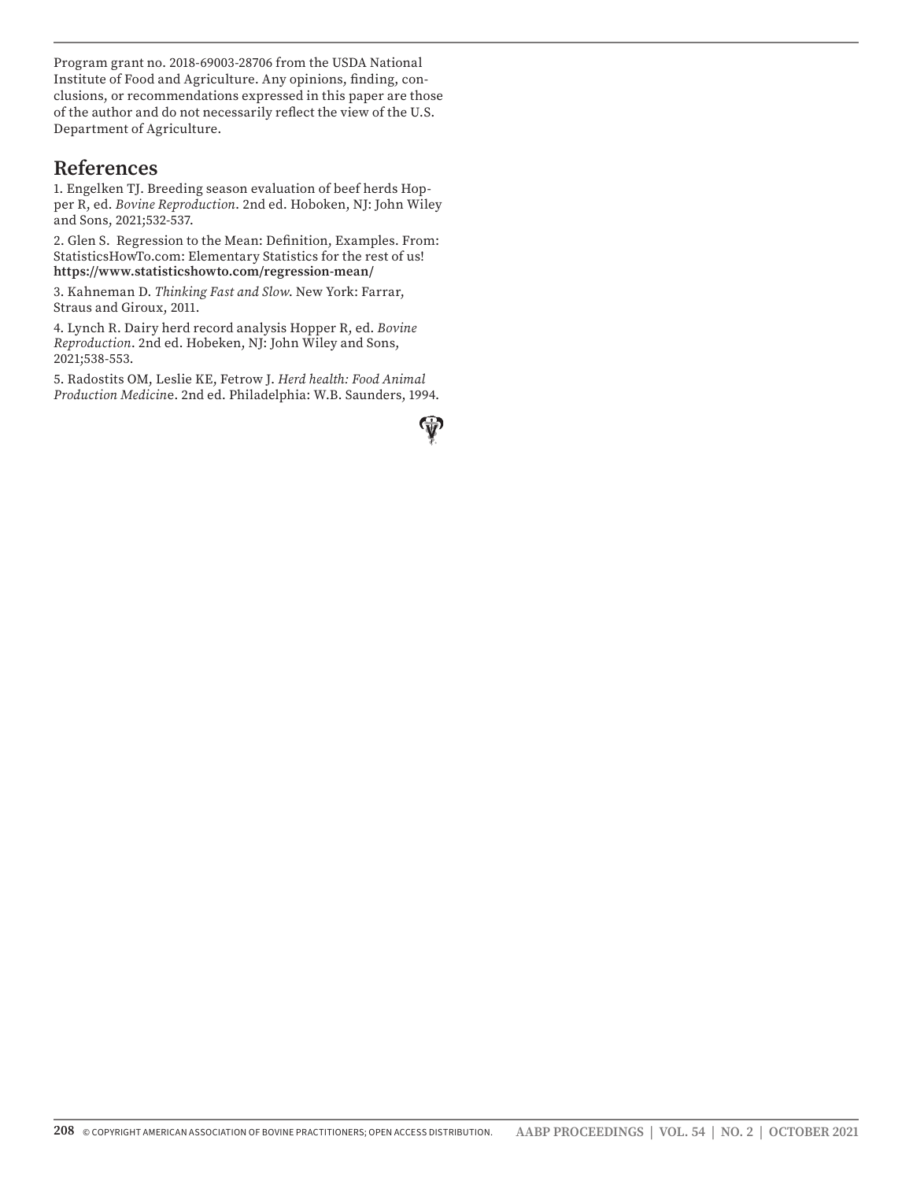Program grant no. 2018-69003-28706 from the USDA National Institute of Food and Agriculture. Any opinions, finding, conclusions, or recommendations expressed in this paper are those of the author and do not necessarily reflect the view of the U.S. Department of Agriculture.

## References

1. Engelken TJ. Breeding season evaluation of beef herds Hopper R, ed. *Bovine Reproduction*. 2nd ed. Hoboken, NJ: John Wiley and Sons, 2021;532-537.

2. Glen S. Regression to the Mean: Definition, Examples. From: StatisticsHowTo.com: Elementary Statistics for the rest of us! **https://www.statisticshowto.com/regression-mean/**

3. Kahneman D. *Thinking Fast and Slow*. New York: Farrar, Straus and Giroux, 2011.

4. Lynch R. Dairy herd record analysis Hopper R, ed. *Bovine Reproduction*. 2nd ed. Hobeken, NJ: John Wiley and Sons, 2021;538-553.

5. Radostits OM, Leslie KE, Fetrow J. *Herd health: Food Animal Production Medicine*. 2nd ed. Philadelphia: W.B. Saunders, 1994.